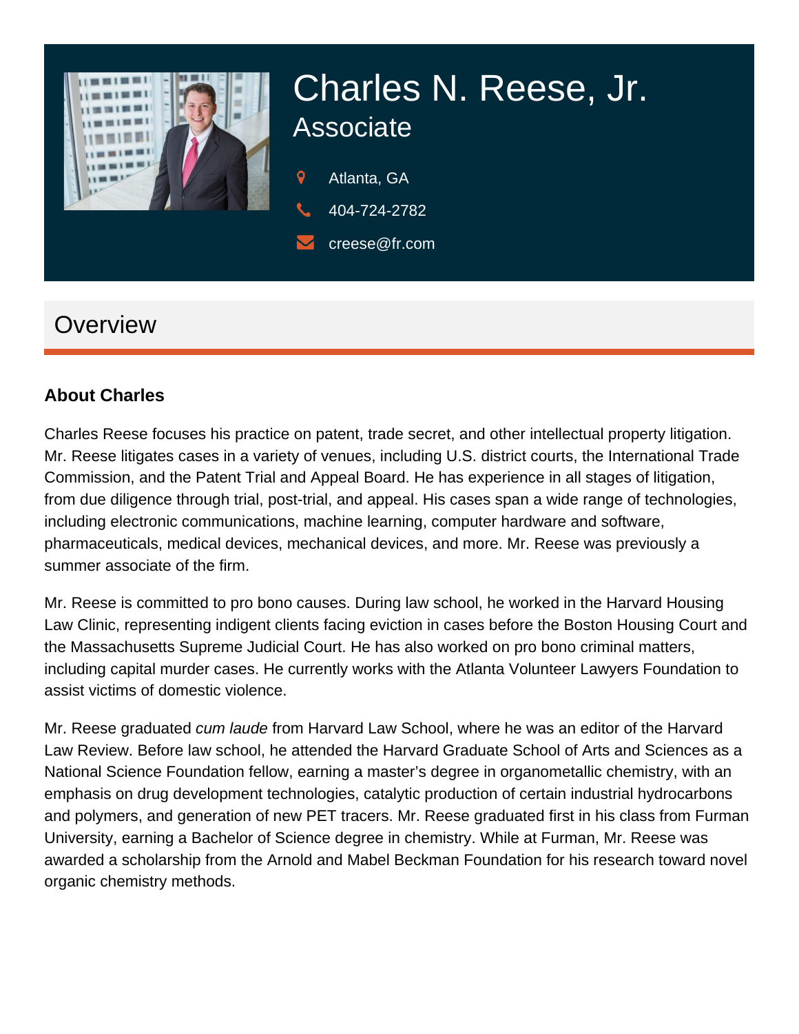# Charles N. Reese, Jr.

## Associate

Atlanta, GA

404-724-2782

creese@fr.com

## Overview

### About Charles

Charles Reese focuses his practice on patent, trade secret, and other intellectual property litigation. Mr. Reese litigates cases in a variety of venues, including U.S. district courts, the International Trade Commission, and the Patent Trial and Appeal Board. He has experience in all stages of litigation, from due diligence through trial, post-trial, and appeal. His cases span a wide range of technologies, including electronic communications, machine learning, computer hardware and software, pharmaceuticals, medical devices, mechanical devices, and more. Mr. Reese was previously a summer associate of the firm.

Mr. Reese is committed to pro bono causes. During law school, he worked in the Harvard Housing Law Clinic, representing indigent clients facing eviction in cases before the Boston Housing Court and the Massachusetts Supreme Judicial Court. He has also worked on pro bono criminal matters, including capital murder cases. He currently works with the Atlanta Volunteer Lawyers Foundation to assist victims of domestic violence.

Mr. Reese graduated *cum laude* from Harvard Law School, where he was an editor of the Harvard Law Review. Before law school, he attended the Harvard Graduate School of Arts and Sciences as a National Science Foundation fellow, earning a master's degree in organometallic chemistry, with an emphasis on drug development technologies, catalytic production of certain industrial hydrocarbons and polymers, and generation of new PET tracers. Mr. Reese graduated first in his class from Furman University, earning a Bachelor of Science degree in chemistry. While at Furman, Mr. Reese was awarded a scholarship from the Arnold and Mabel Beckman Foundation for his research toward novel organic chemistry methods.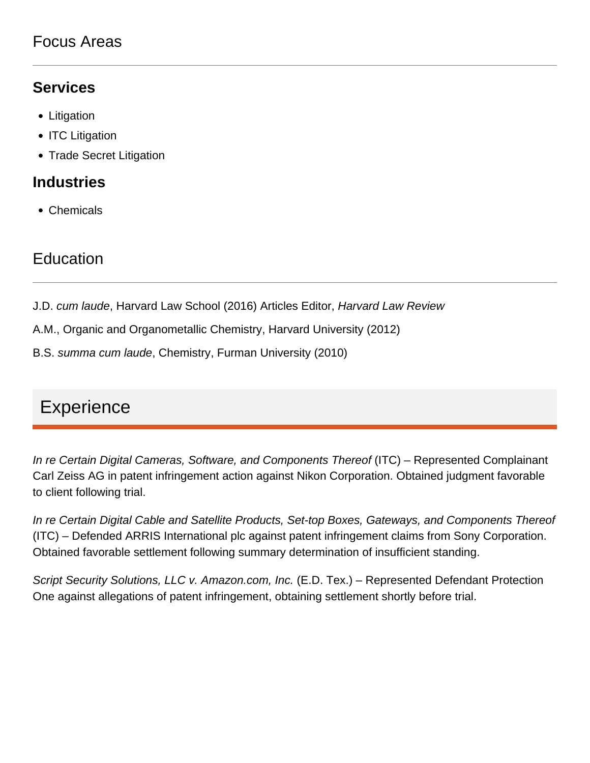## Focus Areas

### Services

- Litigation
- ITC Litigation
- Trade Secret Litigation

### Industries

- Chemicals

## Education

J.D. *cum laude*, Harvard Law School (2016) Articles Editor, *Harvard Law Review*

A.M., Organic and Organometallic Chemistry, Harvard University (2012)

B.S. *summa cum laude*, Chemistry, Furman University (2010)

## Experience

*In re Certain Digital Cameras, Software, and Components Thereof* (ITC) – Represented Complainant Carl Zeiss AG in patent infringement action against Nikon Corporation. Obtained judgment favorable to client following trial.

*In re Certain Digital Cable and Satellite Products, Set-top Boxes, Gateways, and Components Thereof* (ITC) – Defended ARRIS International plc against patent infringement claims from Sony Corporation. Obtained favorable settlement following summary determination of insufficient standing.

*Script Security Solutions, LLC v. Amazon.com, Inc.* (E.D. Tex.) – Represented Defendant Protection One against allegations of patent infringement, obtaining settlement shortly before trial.